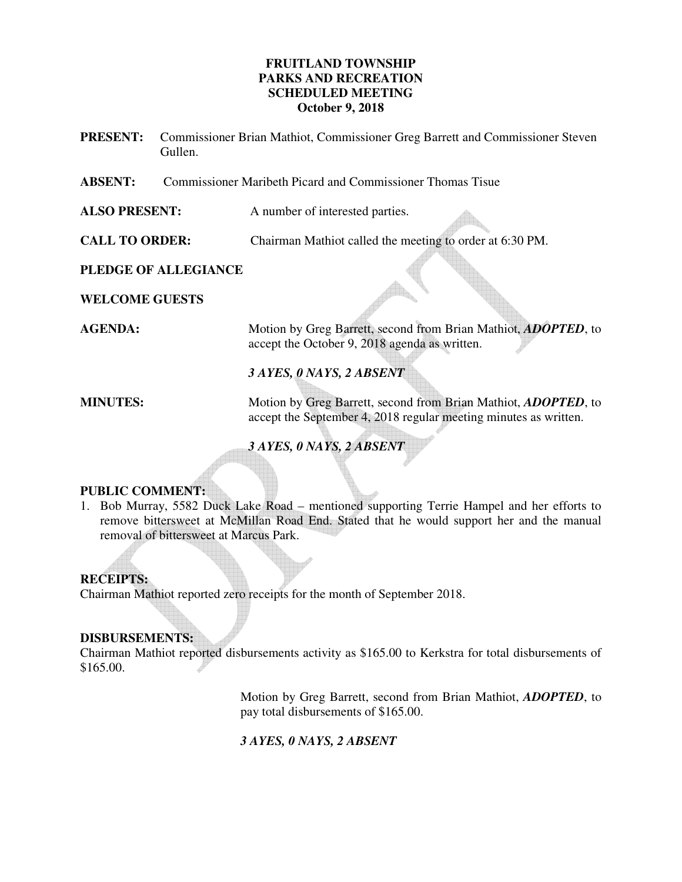**FRUITLAND TOWNSHIP**
**PARKS AND RECREATION**
**SCHEDULED MEETING**
**October 9, 2018**

**PRESENT:** Commissioner Brian Mathiot, Commissioner Greg Barrett and Commissioner Steven Gullen.

**ABSENT:** Commissioner Maribeth Picard and Commissioner Thomas Tisue

**ALSO PRESENT:** A number of interested parties.

**CALL TO ORDER:** Chairman Mathiot called the meeting to order at 6:30 PM.

**PLEDGE OF ALLEGIANCE**

**WELCOME GUESTS**

**AGENDA:** Motion by Greg Barrett, second from Brian Mathiot, ***ADOPTED***, to accept the October 9, 2018 agenda as written.

***3 AYES, 0 NAYS, 2 ABSENT***

**MINUTES:** Motion by Greg Barrett, second from Brian Mathiot, ***ADOPTED***, to accept the September 4, 2018 regular meeting minutes as written.

***3 AYES, 0 NAYS, 2 ABSENT***

**PUBLIC COMMENT:**

1. Bob Murray, 5582 Duck Lake Road – mentioned supporting Terrie Hampel and her efforts to remove bittersweet at McMillan Road End. Stated that he would support her and the manual removal of bittersweet at Marcus Park.

**RECEIPTS:**
Chairman Mathiot reported zero receipts for the month of September 2018.

**DISBURSEMENTS:**
Chairman Mathiot reported disbursements activity as $165.00 to Kerkstra for total disbursements of $165.00.

Motion by Greg Barrett, second from Brian Mathiot, ***ADOPTED***, to pay total disbursements of $165.00.

***3 AYES, 0 NAYS, 2 ABSENT***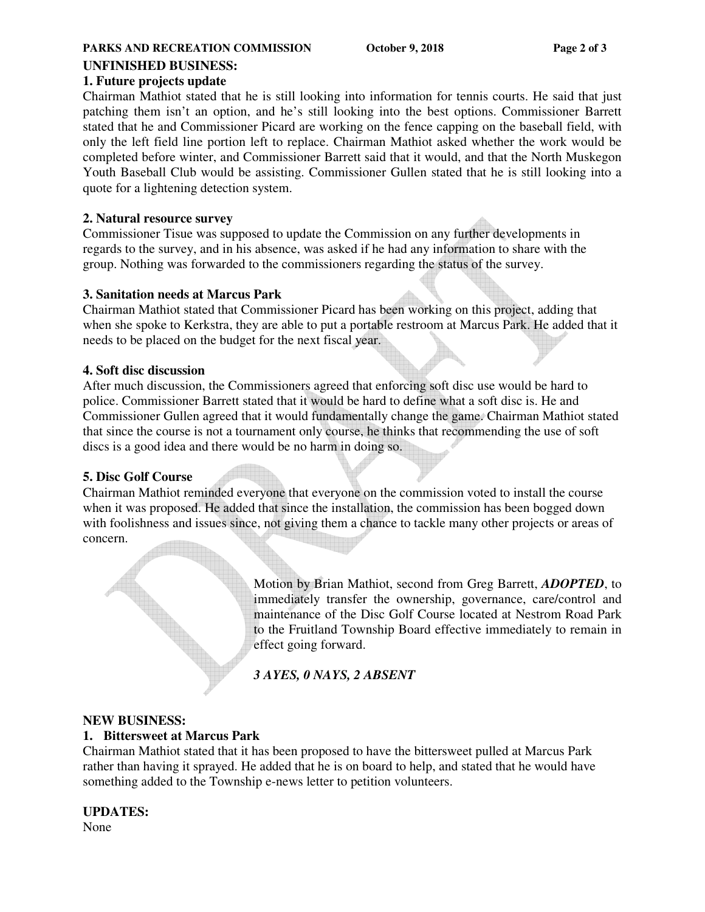## UNFINISHED BUSINESS:

### 1. Future projects update

Chairman Mathiot stated that he is still looking into information for tennis courts. He said that just patching them isn't an option, and he's still looking into the best options. Commissioner Barrett stated that he and Commissioner Picard are working on the fence capping on the baseball field, with only the left field line portion left to replace. Chairman Mathiot asked whether the work would be completed before winter, and Commissioner Barrett said that it would, and that the North Muskegon Youth Baseball Club would be assisting. Commissioner Gullen stated that he is still looking into a quote for a lightening detection system.

### 2. Natural resource survey

Commissioner Tisue was supposed to update the Commission on any further developments in regards to the survey, and in his absence, was asked if he had any information to share with the group. Nothing was forwarded to the commissioners regarding the status of the survey.

### 3. Sanitation needs at Marcus Park

Chairman Mathiot stated that Commissioner Picard has been working on this project, adding that when she spoke to Kerkstra, they are able to put a portable restroom at Marcus Park. He added that it needs to be placed on the budget for the next fiscal year.

### 4. Soft disc discussion

After much discussion, the Commissioners agreed that enforcing soft disc use would be hard to police. Commissioner Barrett stated that it would be hard to define what a soft disc is. He and Commissioner Gullen agreed that it would fundamentally change the game. Chairman Mathiot stated that since the course is not a tournament only course, he thinks that recommending the use of soft discs is a good idea and there would be no harm in doing so.

### 5. Disc Golf Course

Chairman Mathiot reminded everyone that everyone on the commission voted to install the course when it was proposed. He added that since the installation, the commission has been bogged down with foolishness and issues since, not giving them a chance to tackle many other projects or areas of concern.

> Motion by Brian Mathiot, second from Greg Barrett, ***ADOPTED***, to immediately transfer the ownership, governance, care/control and maintenance of the Disc Golf Course located at Nestrom Road Park to the Fruitland Township Board effective immediately to remain in effect going forward.
>
> ***3 AYES, 0 NAYS, 2 ABSENT***

## NEW BUSINESS:

### 1. Bittersweet at Marcus Park

Chairman Mathiot stated that it has been proposed to have the bittersweet pulled at Marcus Park rather than having it sprayed. He added that he is on board to help, and stated that he would have something added to the Township e-news letter to petition volunteers.

## UPDATES:

None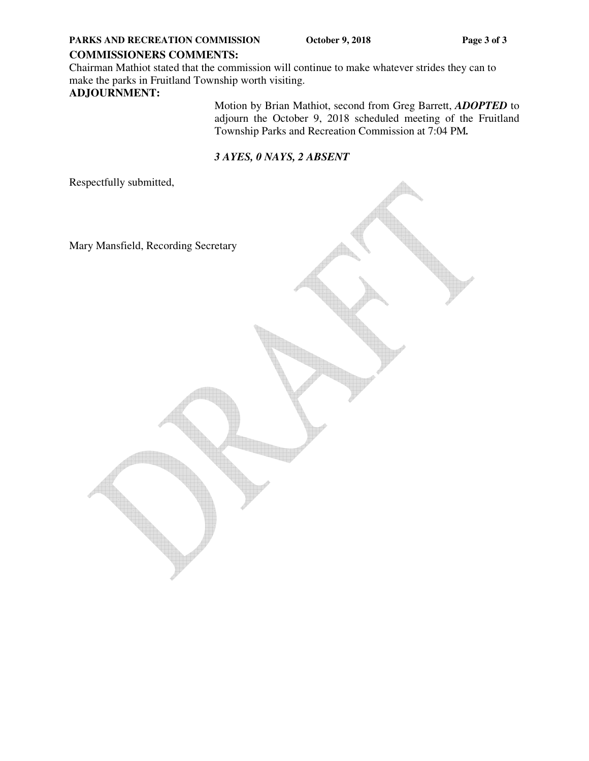**COMMISSIONERS COMMENTS:**

Chairman Mathiot stated that the commission will continue to make whatever strides they can to make the parks in Fruitland Township worth visiting.

**ADJOURNMENT:**

Motion by Brian Mathiot, second from Greg Barrett, ***ADOPTED*** to adjourn the October 9, 2018 scheduled meeting of the Fruitland Township Parks and Recreation Commission at 7:04 PM**.**

***3 AYES, 0 NAYS, 2 ABSENT***

Respectfully submitted,

Mary Mansfield, Recording Secretary

DRAFT